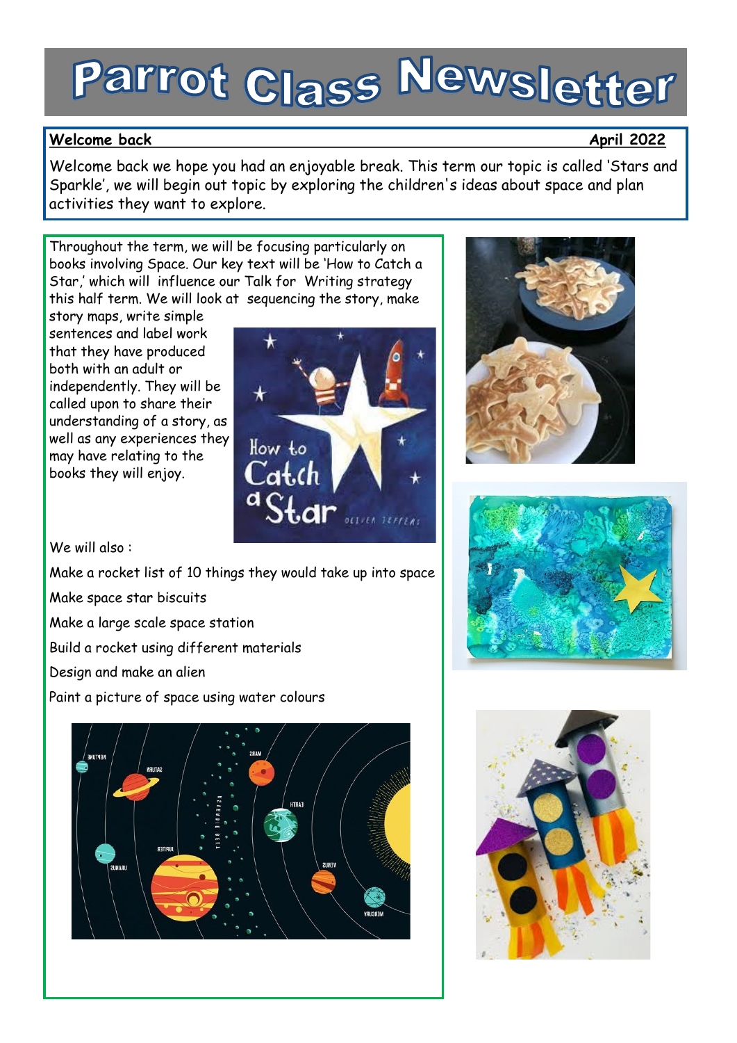# Parrot Class Newsletter

**Welcome back** **April 2022**

Welcome back we hope you had an enjoyable break. This term our topic is called 'Stars and Sparkle', we will begin out topic by exploring the children's ideas about space and plan activities they want to explore.

Throughout the term, we will be focusing particularly on books involving Space. Our key text will be 'How to Catch a Star,' which will influence our Talk for Writing strategy this half term. We will look at sequencing the story, make story maps, write simple sentences and label work that they have produced both with an adult or independently. They will be called upon to share their understanding of a story, as well as any experiences they may have relating to the books they will enjoy.

We will also :

Make a rocket list of 10 things they would take up into space

Make space star biscuits

Make a large scale space station

Build a rocket using different materials

Design and make an alien

Paint a picture of space using water colours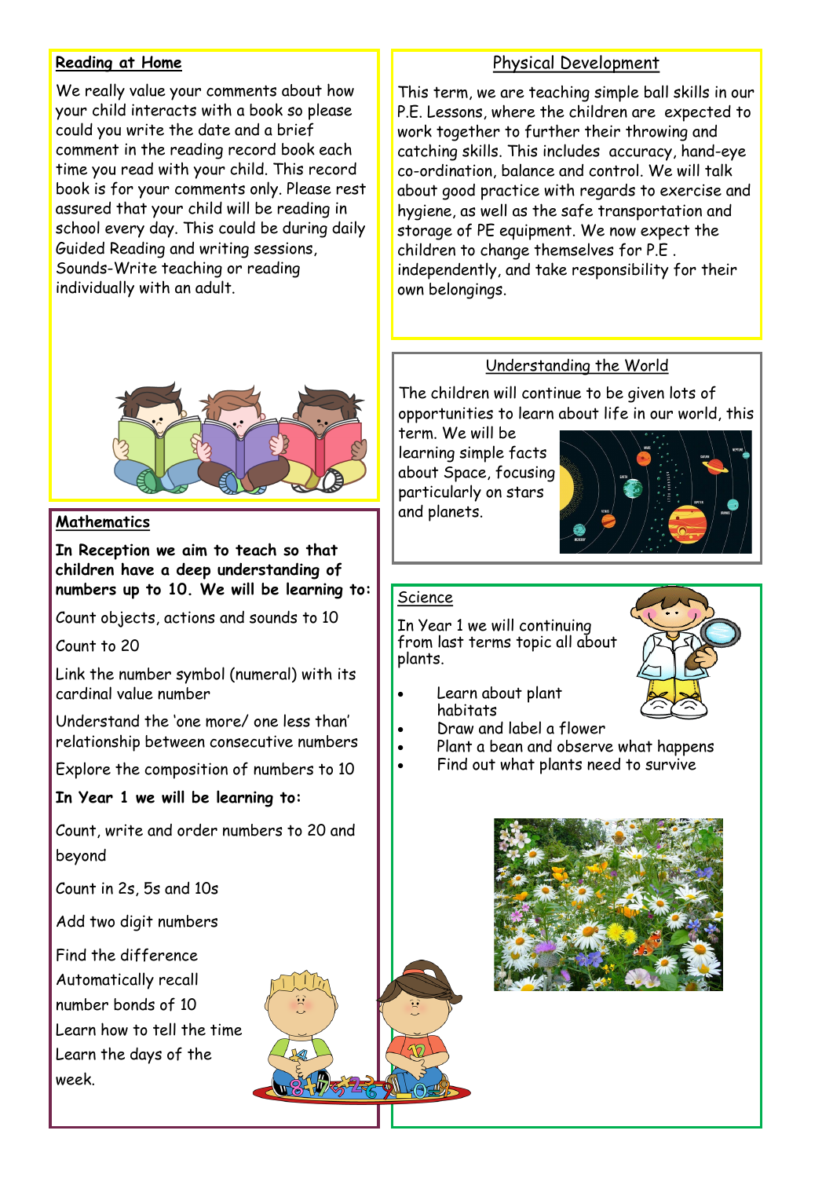## Reading at Home

We really value your comments about how your child interacts with a book so please could you write the date and a brief comment in the reading record book each time you read with your child. This record book is for your comments only. Please rest assured that your child will be reading in school every day. This could be during daily Guided Reading and writing sessions, Sounds-Write teaching or reading individually with an adult.

## Mathematics

**In Reception we aim to teach so that children have a deep understanding of numbers up to 10. We will be learning to:**

Count objects, actions and sounds to 10

Count to 20

Link the number symbol (numeral) with its cardinal value number

Understand the 'one more/ one less than' relationship between consecutive numbers

Explore the composition of numbers to 10

**In Year 1 we will be learning to:**

Count, write and order numbers to 20 and beyond

Count in 2s, 5s and 10s

Add two digit numbers

Find the difference

Automatically recall number bonds of 10

Learn how to tell the time

Learn the days of the week.

## Physical Development

This term, we are teaching simple ball skills in our P.E. Lessons, where the children are expected to work together to further their throwing and catching skills. This includes accuracy, hand-eye co-ordination, balance and control. We will talk about good practice with regards to exercise and hygiene, as well as the safe transportation and storage of PE equipment. We now expect the children to change themselves for P.E . independently, and take responsibility for their own belongings.

## Understanding the World

The children will continue to be given lots of opportunities to learn about life in our world, this term. We will be learning simple facts about Space, focusing particularly on stars and planets.

## Science

In Year 1 we will continuing from last terms topic all about plants.

- Learn about plant habitats
- Draw and label a flower
- Plant a bean and observe what happens
- Find out what plants need to survive